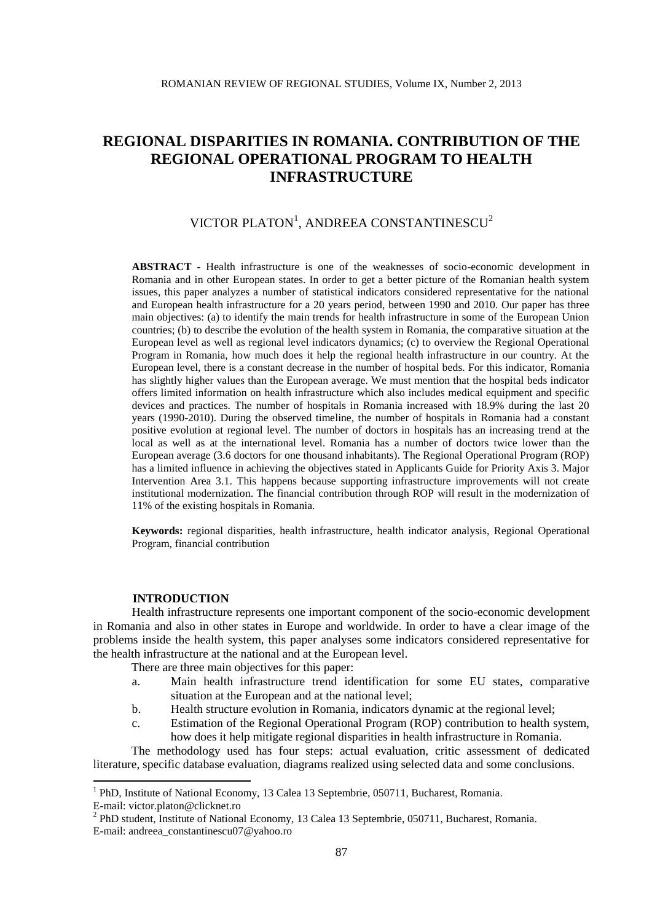# REGIONAL DISPARITIES IN ROMANIA. CONTRIBUTION OF THE REGIONAL OPERATIONAL PROGRAM TO HEALTH INFRASTRUCTURE

VICTOR PLATON[1], ANDREEA CONSTANTINESCU[2]

**ABSTRACT -** Health infrastructure is one of the weaknesses of socio-economic development in Romania and in other European states. In order to get a better picture of the Romanian health system issues, this paper analyzes a number of statistical indicators considered representative for the national and European health infrastructure for a 20 years period, between 1990 and 2010. Our paper has three main objectives: (a) to identify the main trends for health infrastructure in some of the European Union countries; (b) to describe the evolution of the health system in Romania, the comparative situation at the European level as well as regional level indicators dynamics; (c) to overview the Regional Operational Program in Romania, how much does it help the regional health infrastructure in our country. At the European level, there is a constant decrease in the number of hospital beds. For this indicator, Romania has slightly higher values than the European average. We must mention that the hospital beds indicator offers limited information on health infrastructure which also includes medical equipment and specific devices and practices. The number of hospitals in Romania increased with 18.9% during the last 20 years (1990-2010). During the observed timeline, the number of hospitals in Romania had a constant positive evolution at regional level. The number of doctors in hospitals has an increasing trend at the local as well as at the international level. Romania has a number of doctors twice lower than the European average (3.6 doctors for one thousand inhabitants). The Regional Operational Program (ROP) has a limited influence in achieving the objectives stated in Applicants Guide for Priority Axis 3. Major Intervention Area 3.1. This happens because supporting infrastructure improvements will not create institutional modernization. The financial contribution through ROP will result in the modernization of 11% of the existing hospitals in Romania.

**Keywords:** regional disparities, health infrastructure, health indicator analysis, Regional Operational Program, financial contribution

## INTRODUCTION

Health infrastructure represents one important component of the socio-economic development in Romania and also in other states in Europe and worldwide. In order to have a clear image of the problems inside the health system, this paper analyses some indicators considered representative for the health infrastructure at the national and at the European level.

There are three main objectives for this paper:

a. Main health infrastructure trend identification for some EU states, comparative situation at the European and at the national level;
b. Health structure evolution in Romania, indicators dynamic at the regional level;
c. Estimation of the Regional Operational Program (ROP) contribution to health system, how does it help mitigate regional disparities in health infrastructure in Romania.

The methodology used has four steps: actual evaluation, critic assessment of dedicated literature, specific database evaluation, diagrams realized using selected data and some conclusions.

---

[1] PhD, Institute of National Economy, 13 Calea 13 Septembrie, 050711, Bucharest, Romania. E-mail: victor.platon@clicknet.ro

[2] PhD student, Institute of National Economy, 13 Calea 13 Septembrie, 050711, Bucharest, Romania. E-mail: andreea_constantinescu07@yahoo.ro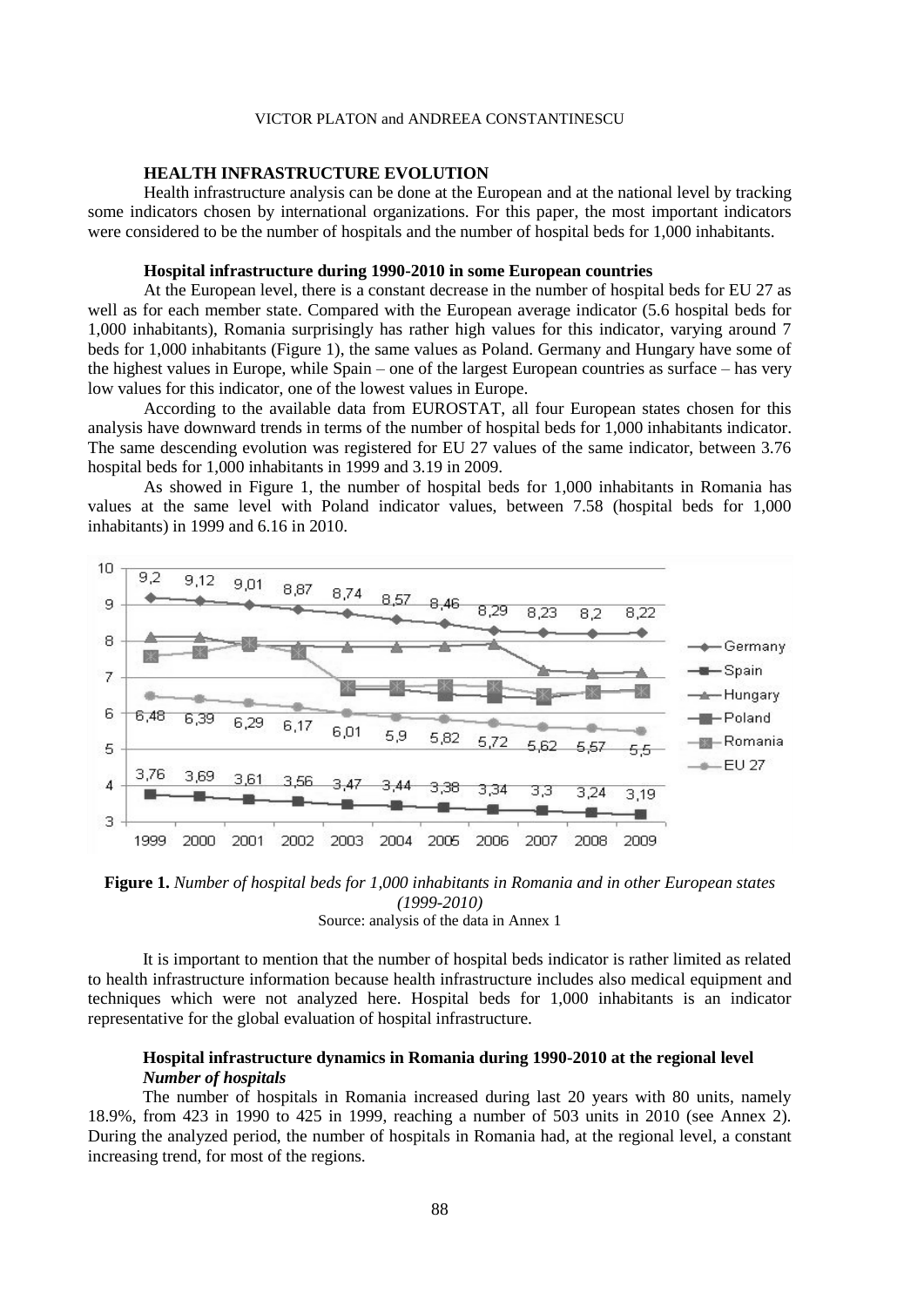## HEALTH INFRASTRUCTURE EVOLUTION

Health infrastructure analysis can be done at the European and at the national level by tracking some indicators chosen by international organizations. For this paper, the most important indicators were considered to be the number of hospitals and the number of hospital beds for 1,000 inhabitants.

### Hospital infrastructure during 1990-2010 in some European countries

At the European level, there is a constant decrease in the number of hospital beds for EU 27 as well as for each member state. Compared with the European average indicator (5.6 hospital beds for 1,000 inhabitants), Romania surprisingly has rather high values for this indicator, varying around 7 beds for 1,000 inhabitants (Figure 1), the same values as Poland. Germany and Hungary have some of the highest values in Europe, while Spain – one of the largest European countries as surface – has very low values for this indicator, one of the lowest values in Europe.

According to the available data from EUROSTAT, all four European states chosen for this analysis have downward trends in terms of the number of hospital beds for 1,000 inhabitants indicator. The same descending evolution was registered for EU 27 values of the same indicator, between 3.76 hospital beds for 1,000 inhabitants in 1999 and 3.19 in 2009.

As showed in Figure 1, the number of hospital beds for 1,000 inhabitants in Romania has values at the same level with Poland indicator values, between 7.58 (hospital beds for 1,000 inhabitants) in 1999 and 6.16 in 2010.

**Figure 1.** *Number of hospital beds for 1,000 inhabitants in Romania and in other European states (1999-2010)*
Source: analysis of the data in Annex 1

It is important to mention that the number of hospital beds indicator is rather limited as related to health infrastructure information because health infrastructure includes also medical equipment and techniques which were not analyzed here. Hospital beds for 1,000 inhabitants is an indicator representative for the global evaluation of hospital infrastructure.

### Hospital infrastructure dynamics in Romania during 1990-2010 at the regional level

#### *Number of hospitals*

The number of hospitals in Romania increased during last 20 years with 80 units, namely 18.9%, from 423 in 1990 to 425 in 1999, reaching a number of 503 units in 2010 (see Annex 2). During the analyzed period, the number of hospitals in Romania had, at the regional level, a constant increasing trend, for most of the regions.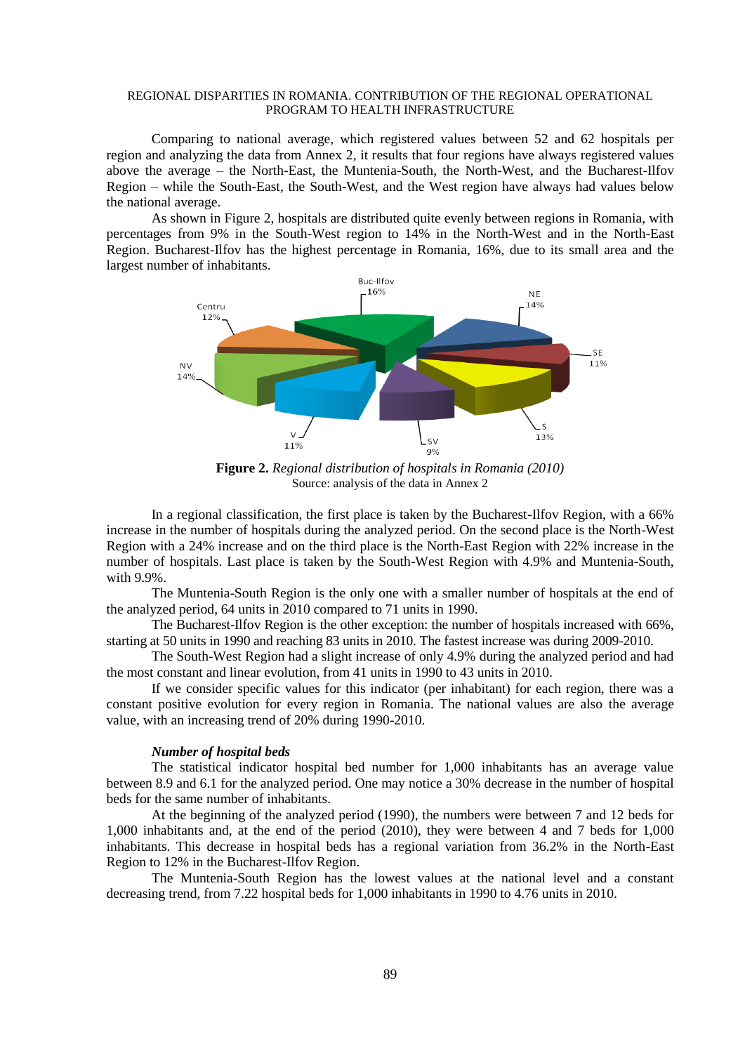Comparing to national average, which registered values between 52 and 62 hospitals per region and analyzing the data from Annex 2, it results that four regions have always registered values above the average – the North-East, the Muntenia-South, the North-West, and the Bucharest-Ilfov Region – while the South-East, the South-West, and the West region have always had values below the national average.

As shown in Figure 2, hospitals are distributed quite evenly between regions in Romania, with percentages from 9% in the South-West region to 14% in the North-West and in the North-East Region. Bucharest-Ilfov has the highest percentage in Romania, 16%, due to its small area and the largest number of inhabitants.

**Figure 2.** *Regional distribution of hospitals in Romania (2010)*
Source: analysis of the data in Annex 2

In a regional classification, the first place is taken by the Bucharest-Ilfov Region, with a 66% increase in the number of hospitals during the analyzed period. On the second place is the North-West Region with a 24% increase and on the third place is the North-East Region with 22% increase in the number of hospitals. Last place is taken by the South-West Region with 4.9% and Muntenia-South, with 9.9%.

The Muntenia-South Region is the only one with a smaller number of hospitals at the end of the analyzed period, 64 units in 2010 compared to 71 units in 1990.

The Bucharest-Ilfov Region is the other exception: the number of hospitals increased with 66%, starting at 50 units in 1990 and reaching 83 units in 2010. The fastest increase was during 2009-2010.

The South-West Region had a slight increase of only 4.9% during the analyzed period and had the most constant and linear evolution, from 41 units in 1990 to 43 units in 2010.

If we consider specific values for this indicator (per inhabitant) for each region, there was a constant positive evolution for every region in Romania. The national values are also the average value, with an increasing trend of 20% during 1990-2010.

***Number of hospital beds***

The statistical indicator hospital bed number for 1,000 inhabitants has an average value between 8.9 and 6.1 for the analyzed period. One may notice a 30% decrease in the number of hospital beds for the same number of inhabitants.

At the beginning of the analyzed period (1990), the numbers were between 7 and 12 beds for 1,000 inhabitants and, at the end of the period (2010), they were between 4 and 7 beds for 1,000 inhabitants. This decrease in hospital beds has a regional variation from 36.2% in the North-East Region to 12% in the Bucharest-Ilfov Region.

The Muntenia-South Region has the lowest values at the national level and a constant decreasing trend, from 7.22 hospital beds for 1,000 inhabitants in 1990 to 4.76 units in 2010.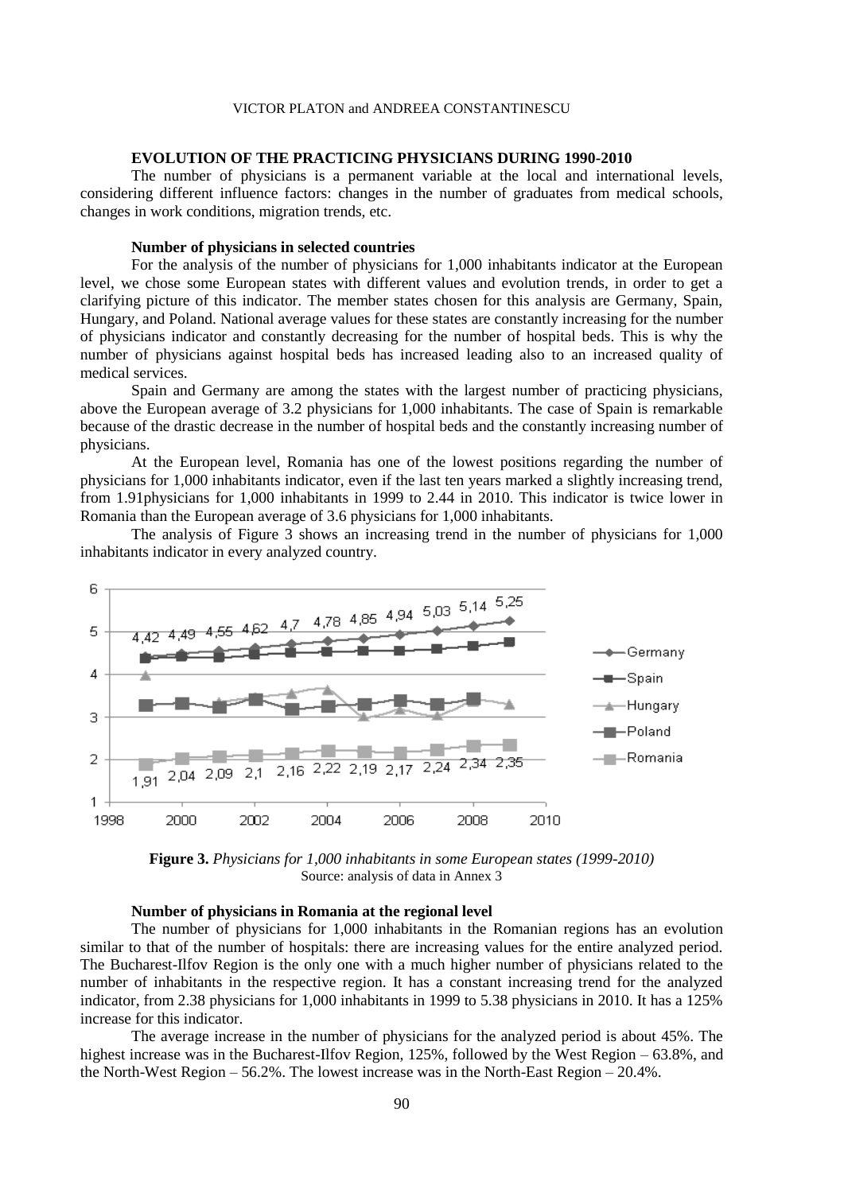## EVOLUTION OF THE PRACTICING PHYSICIANS DURING 1990-2010

The number of physicians is a permanent variable at the local and international levels, considering different influence factors: changes in the number of graduates from medical schools, changes in work conditions, migration trends, etc.

### Number of physicians in selected countries

For the analysis of the number of physicians for 1,000 inhabitants indicator at the European level, we chose some European states with different values and evolution trends, in order to get a clarifying picture of this indicator. The member states chosen for this analysis are Germany, Spain, Hungary, and Poland. National average values for these states are constantly increasing for the number of physicians indicator and constantly decreasing for the number of hospital beds. This is why the number of physicians against hospital beds has increased leading also to an increased quality of medical services.

Spain and Germany are among the states with the largest number of practicing physicians, above the European average of 3.2 physicians for 1,000 inhabitants. The case of Spain is remarkable because of the drastic decrease in the number of hospital beds and the constantly increasing number of physicians.

At the European level, Romania has one of the lowest positions regarding the number of physicians for 1,000 inhabitants indicator, even if the last ten years marked a slightly increasing trend, from 1.91physicians for 1,000 inhabitants in 1999 to 2.44 in 2010. This indicator is twice lower in Romania than the European average of 3.6 physicians for 1,000 inhabitants.

The analysis of Figure 3 shows an increasing trend in the number of physicians for 1,000 inhabitants indicator in every analyzed country.

**Figure 3.** *Physicians for 1,000 inhabitants in some European states (1999-2010)*
Source: analysis of data in Annex 3

### Number of physicians in Romania at the regional level

The number of physicians for 1,000 inhabitants in the Romanian regions has an evolution similar to that of the number of hospitals: there are increasing values for the entire analyzed period. The Bucharest-Ilfov Region is the only one with a much higher number of physicians related to the number of inhabitants in the respective region. It has a constant increasing trend for the analyzed indicator, from 2.38 physicians for 1,000 inhabitants in 1999 to 5.38 physicians in 2010. It has a 125% increase for this indicator.

The average increase in the number of physicians for the analyzed period is about 45%. The highest increase was in the Bucharest-Ilfov Region, 125%, followed by the West Region – 63.8%, and the North-West Region – 56.2%. The lowest increase was in the North-East Region – 20.4%.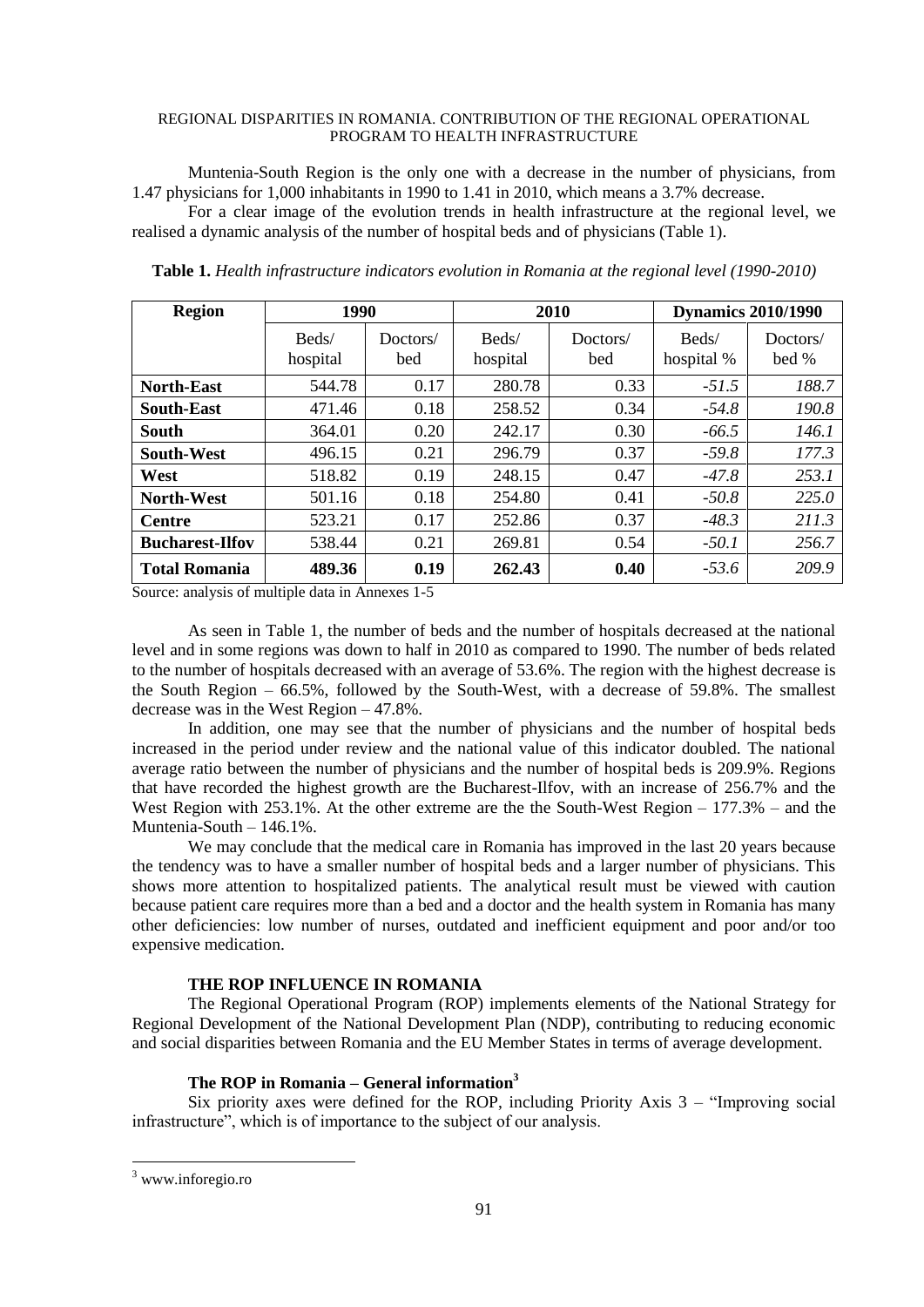Muntenia-South Region is the only one with a decrease in the number of physicians, from 1.47 physicians for 1,000 inhabitants in 1990 to 1.41 in 2010, which means a 3.7% decrease.

For a clear image of the evolution trends in health infrastructure at the regional level, we realised a dynamic analysis of the number of hospital beds and of physicians (Table 1).

**Table 1.** *Health infrastructure indicators evolution in Romania at the regional level (1990-2010)*

| Region | 1990 | | 2010 | | Dynamics 2010/1990 | |
|---|---|---|---|---|---|---|
| | Beds/ hospital | Doctors/ bed | Beds/ hospital | Doctors/ bed | Beds/ hospital % | Doctors/ bed % |
| **North-East** | 544.78 | 0.17 | 280.78 | 0.33 | *-51.5* | *188.7* |
| **South-East** | 471.46 | 0.18 | 258.52 | 0.34 | *-54.8* | *190.8* |
| **South** | 364.01 | 0.20 | 242.17 | 0.30 | *-66.5* | *146.1* |
| **South-West** | 496.15 | 0.21 | 296.79 | 0.37 | *-59.8* | *177.3* |
| **West** | 518.82 | 0.19 | 248.15 | 0.47 | *-47.8* | *253.1* |
| **North-West** | 501.16 | 0.18 | 254.80 | 0.41 | *-50.8* | *225.0* |
| **Centre** | 523.21 | 0.17 | 252.86 | 0.37 | *-48.3* | *211.3* |
| **Bucharest-Ilfov** | 538.44 | 0.21 | 269.81 | 0.54 | *-50.1* | *256.7* |
| **Total Romania** | **489.36** | **0.19** | **262.43** | **0.40** | *-53.6* | *209.9* |

Source: analysis of multiple data in Annexes 1-5

As seen in Table 1, the number of beds and the number of hospitals decreased at the national level and in some regions was down to half in 2010 as compared to 1990. The number of beds related to the number of hospitals decreased with an average of 53.6%. The region with the highest decrease is the South Region – 66.5%, followed by the South-West, with a decrease of 59.8%. The smallest decrease was in the West Region – 47.8%.

In addition, one may see that the number of physicians and the number of hospital beds increased in the period under review and the national value of this indicator doubled. The national average ratio between the number of physicians and the number of hospital beds is 209.9%. Regions that have recorded the highest growth are the Bucharest-Ilfov, with an increase of 256.7% and the West Region with 253.1%. At the other extreme are the the South-West Region – 177.3% – and the Muntenia-South – 146.1%.

We may conclude that the medical care in Romania has improved in the last 20 years because the tendency was to have a smaller number of hospital beds and a larger number of physicians. This shows more attention to hospitalized patients. The analytical result must be viewed with caution because patient care requires more than a bed and a doctor and the health system in Romania has many other deficiencies: low number of nurses, outdated and inefficient equipment and poor and/or too expensive medication.

## THE ROP INFLUENCE IN ROMANIA

The Regional Operational Program (ROP) implements elements of the National Strategy for Regional Development of the National Development Plan (NDP), contributing to reducing economic and social disparities between Romania and the EU Member States in terms of average development.

### The ROP in Romania – General information[3]

Six priority axes were defined for the ROP, including Priority Axis 3 – "Improving social infrastructure", which is of importance to the subject of our analysis.

[3] www.inforegio.ro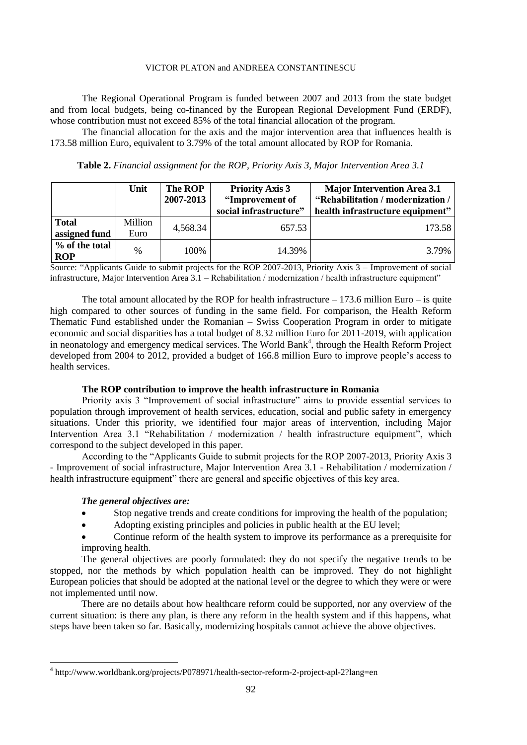The Regional Operational Program is funded between 2007 and 2013 from the state budget and from local budgets, being co-financed by the European Regional Development Fund (ERDF), whose contribution must not exceed 85% of the total financial allocation of the program.

The financial allocation for the axis and the major intervention area that influences health is 173.58 million Euro, equivalent to 3.79% of the total amount allocated by ROP for Romania.

**Table 2.** *Financial assignment for the ROP, Priority Axis 3, Major Intervention Area 3.1*

| | Unit | The ROP 2007-2013 | Priority Axis 3 "Improvement of social infrastructure" | Major Intervention Area 3.1 "Rehabilitation / modernization / health infrastructure equipment" |
|---|---|---|---|---|
| **Total assigned fund** | Million Euro | 4,568.34 | 657.53 | 173.58 |
| **% of the total ROP** | % | 100% | 14.39% | 3.79% |

Source: "Applicants Guide to submit projects for the ROP 2007-2013, Priority Axis 3 – Improvement of social infrastructure, Major Intervention Area 3.1 – Rehabilitation / modernization / health infrastructure equipment"

The total amount allocated by the ROP for health infrastructure – 173.6 million Euro – is quite high compared to other sources of funding in the same field. For comparison, the Health Reform Thematic Fund established under the Romanian – Swiss Cooperation Program in order to mitigate economic and social disparities has a total budget of 8.32 million Euro for 2011-2019, with application in neonatology and emergency medical services. The World Bank[4], through the Health Reform Project developed from 2004 to 2012, provided a budget of 166.8 million Euro to improve people's access to health services.

### The ROP contribution to improve the health infrastructure in Romania

Priority axis 3 "Improvement of social infrastructure" aims to provide essential services to population through improvement of health services, education, social and public safety in emergency situations. Under this priority, we identified four major areas of intervention, including Major Intervention Area 3.1 "Rehabilitation / modernization / health infrastructure equipment", which correspond to the subject developed in this paper.

According to the "Applicants Guide to submit projects for the ROP 2007-2013, Priority Axis 3 - Improvement of social infrastructure, Major Intervention Area 3.1 - Rehabilitation / modernization / health infrastructure equipment" there are general and specific objectives of this key area.

***The general objectives are:***

- Stop negative trends and create conditions for improving the health of the population;
- Adopting existing principles and policies in public health at the EU level;
- Continue reform of the health system to improve its performance as a prerequisite for improving health.

The general objectives are poorly formulated: they do not specify the negative trends to be stopped, nor the methods by which population health can be improved. They do not highlight European policies that should be adopted at the national level or the degree to which they were or were not implemented until now.

There are no details about how healthcare reform could be supported, nor any overview of the current situation: is there any plan, is there any reform in the health system and if this happens, what steps have been taken so far. Basically, modernizing hospitals cannot achieve the above objectives.

[4] http://www.worldbank.org/projects/P078971/health-sector-reform-2-project-apl-2?lang=en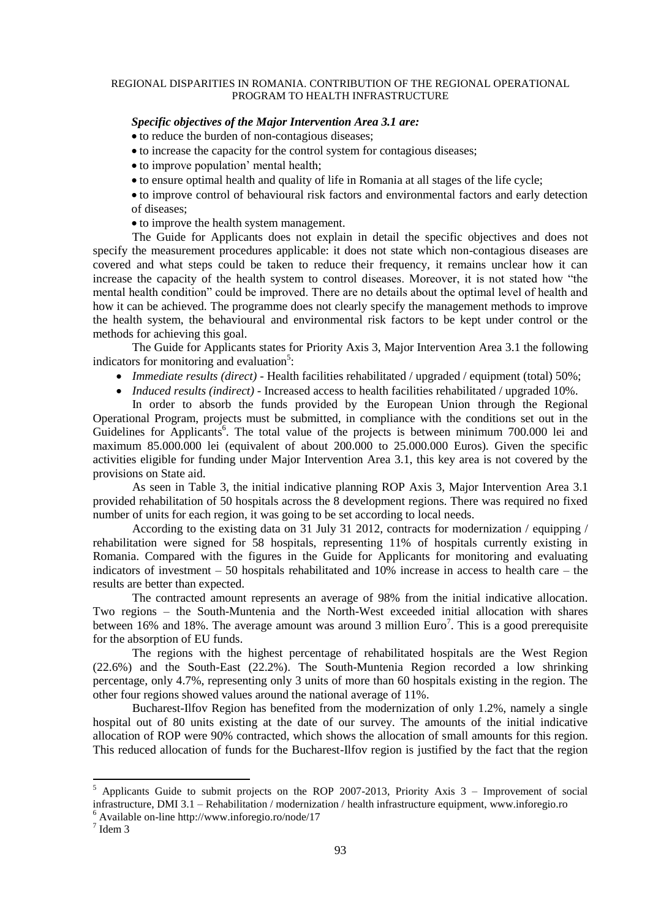***Specific objectives of the Major Intervention Area 3.1 are:***

- to reduce the burden of non-contagious diseases;
- to increase the capacity for the control system for contagious diseases;
- to improve population' mental health;
- to ensure optimal health and quality of life in Romania at all stages of the life cycle;
- to improve control of behavioural risk factors and environmental factors and early detection of diseases;
- to improve the health system management.

The Guide for Applicants does not explain in detail the specific objectives and does not specify the measurement procedures applicable: it does not state which non-contagious diseases are covered and what steps could be taken to reduce their frequency, it remains unclear how it can increase the capacity of the health system to control diseases. Moreover, it is not stated how "the mental health condition" could be improved. There are no details about the optimal level of health and how it can be achieved. The programme does not clearly specify the management methods to improve the health system, the behavioural and environmental risk factors to be kept under control or the methods for achieving this goal.

The Guide for Applicants states for Priority Axis 3, Major Intervention Area 3.1 the following indicators for monitoring and evaluation[5]:

- *Immediate results (direct)* - Health facilities rehabilitated / upgraded / equipment (total) 50%;
- *Induced results (indirect)* - Increased access to health facilities rehabilitated / upgraded 10%.

In order to absorb the funds provided by the European Union through the Regional Operational Program, projects must be submitted, in compliance with the conditions set out in the Guidelines for Applicants[6]. The total value of the projects is between minimum 700.000 lei and maximum 85.000.000 lei (equivalent of about 200.000 to 25.000.000 Euros). Given the specific activities eligible for funding under Major Intervention Area 3.1, this key area is not covered by the provisions on State aid.

As seen in Table 3, the initial indicative planning ROP Axis 3, Major Intervention Area 3.1 provided rehabilitation of 50 hospitals across the 8 development regions. There was required no fixed number of units for each region, it was going to be set according to local needs.

According to the existing data on 31 July 31 2012, contracts for modernization / equipping / rehabilitation were signed for 58 hospitals, representing 11% of hospitals currently existing in Romania. Compared with the figures in the Guide for Applicants for monitoring and evaluating indicators of investment – 50 hospitals rehabilitated and 10% increase in access to health care – the results are better than expected.

The contracted amount represents an average of 98% from the initial indicative allocation. Two regions – the South-Muntenia and the North-West exceeded initial allocation with shares between 16% and 18%. The average amount was around 3 million Euro[7]. This is a good prerequisite for the absorption of EU funds.

The regions with the highest percentage of rehabilitated hospitals are the West Region (22.6%) and the South-East (22.2%). The South-Muntenia Region recorded a low shrinking percentage, only 4.7%, representing only 3 units of more than 60 hospitals existing in the region. The other four regions showed values around the national average of 11%.

Bucharest-Ilfov Region has benefited from the modernization of only 1.2%, namely a single hospital out of 80 units existing at the date of our survey. The amounts of the initial indicative allocation of ROP were 90% contracted, which shows the allocation of small amounts for this region. This reduced allocation of funds for the Bucharest-Ilfov region is justified by the fact that the region

---

[5] Applicants Guide to submit projects on the ROP 2007-2013, Priority Axis 3 – Improvement of social infrastructure, DMI 3.1 – Rehabilitation / modernization / health infrastructure equipment, www.inforegio.ro

[6] Available on-line http://www.inforegio.ro/node/17

[7] Idem 3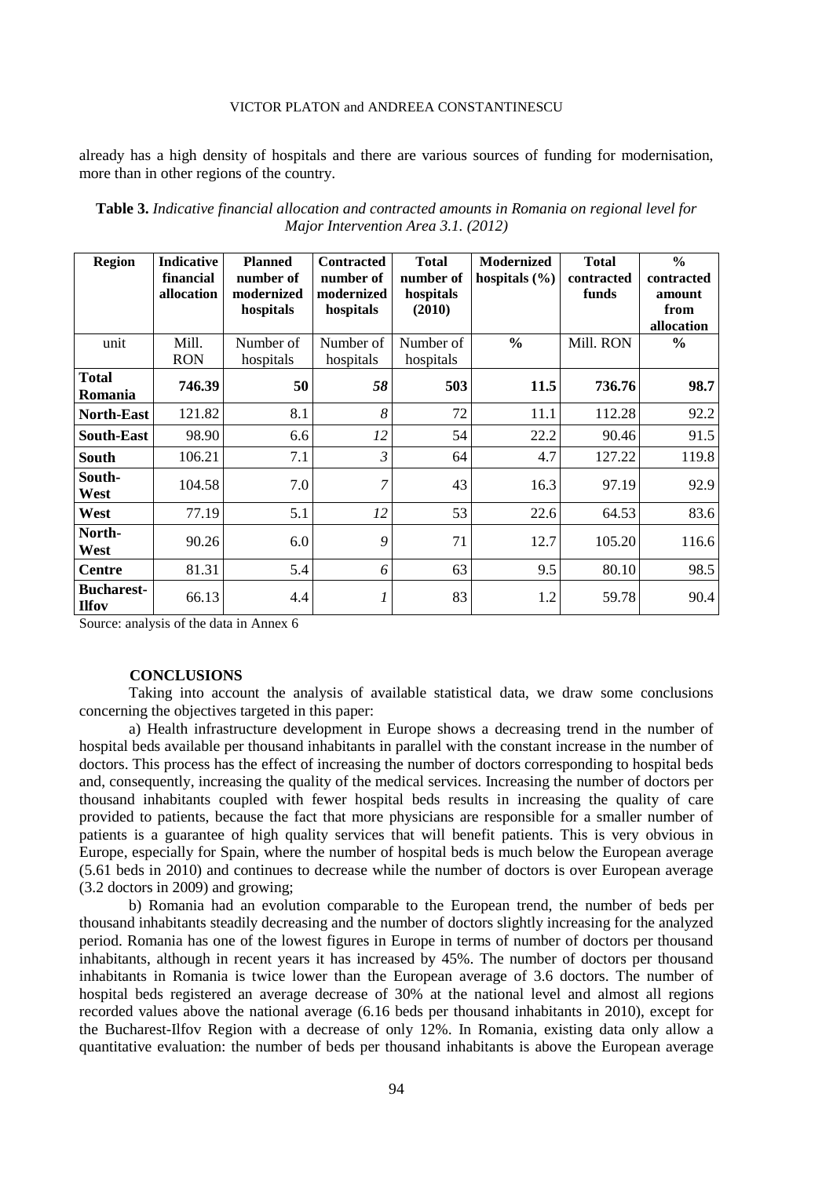already has a high density of hospitals and there are various sources of funding for modernisation, more than in other regions of the country.

**Table 3.** *Indicative financial allocation and contracted amounts in Romania on regional level for Major Intervention Area 3.1. (2012)*

| Region | Indicative financial allocation | Planned number of modernized hospitals | Contracted number of modernized hospitals | Total number of hospitals (2010) | Modernized hospitals (%) | Total contracted funds | % contracted amount from allocation |
|---|---|---|---|---|---|---|---|
| unit | Mill. RON | Number of hospitals | Number of hospitals | Number of hospitals | **%** | Mill. RON | **%** |
| **Total Romania** | **746.39** | **50** | ***58*** | **503** | **11.5** | **736.76** | **98.7** |
| **North-East** | 121.82 | 8.1 | *8* | 72 | 11.1 | 112.28 | 92.2 |
| **South-East** | 98.90 | 6.6 | *12* | 54 | 22.2 | 90.46 | 91.5 |
| **South** | 106.21 | 7.1 | *3* | 64 | 4.7 | 127.22 | 119.8 |
| **South-West** | 104.58 | 7.0 | *7* | 43 | 16.3 | 97.19 | 92.9 |
| **West** | 77.19 | 5.1 | *12* | 53 | 22.6 | 64.53 | 83.6 |
| **North-West** | 90.26 | 6.0 | *9* | 71 | 12.7 | 105.20 | 116.6 |
| **Centre** | 81.31 | 5.4 | *6* | 63 | 9.5 | 80.10 | 98.5 |
| **Bucharest-Ilfov** | 66.13 | 4.4 | *1* | 83 | 1.2 | 59.78 | 90.4 |

Source: analysis of the data in Annex 6

## CONCLUSIONS

Taking into account the analysis of available statistical data, we draw some conclusions concerning the objectives targeted in this paper:

a) Health infrastructure development in Europe shows a decreasing trend in the number of hospital beds available per thousand inhabitants in parallel with the constant increase in the number of doctors. This process has the effect of increasing the number of doctors corresponding to hospital beds and, consequently, increasing the quality of the medical services. Increasing the number of doctors per thousand inhabitants coupled with fewer hospital beds results in increasing the quality of care provided to patients, because the fact that more physicians are responsible for a smaller number of patients is a guarantee of high quality services that will benefit patients. This is very obvious in Europe, especially for Spain, where the number of hospital beds is much below the European average (5.61 beds in 2010) and continues to decrease while the number of doctors is over European average (3.2 doctors in 2009) and growing;

b) Romania had an evolution comparable to the European trend, the number of beds per thousand inhabitants steadily decreasing and the number of doctors slightly increasing for the analyzed period. Romania has one of the lowest figures in Europe in terms of number of doctors per thousand inhabitants, although in recent years it has increased by 45%. The number of doctors per thousand inhabitants in Romania is twice lower than the European average of 3.6 doctors. The number of hospital beds registered an average decrease of 30% at the national level and almost all regions recorded values above the national average (6.16 beds per thousand inhabitants in 2010), except for the Bucharest-Ilfov Region with a decrease of only 12%. In Romania, existing data only allow a quantitative evaluation: the number of beds per thousand inhabitants is above the European average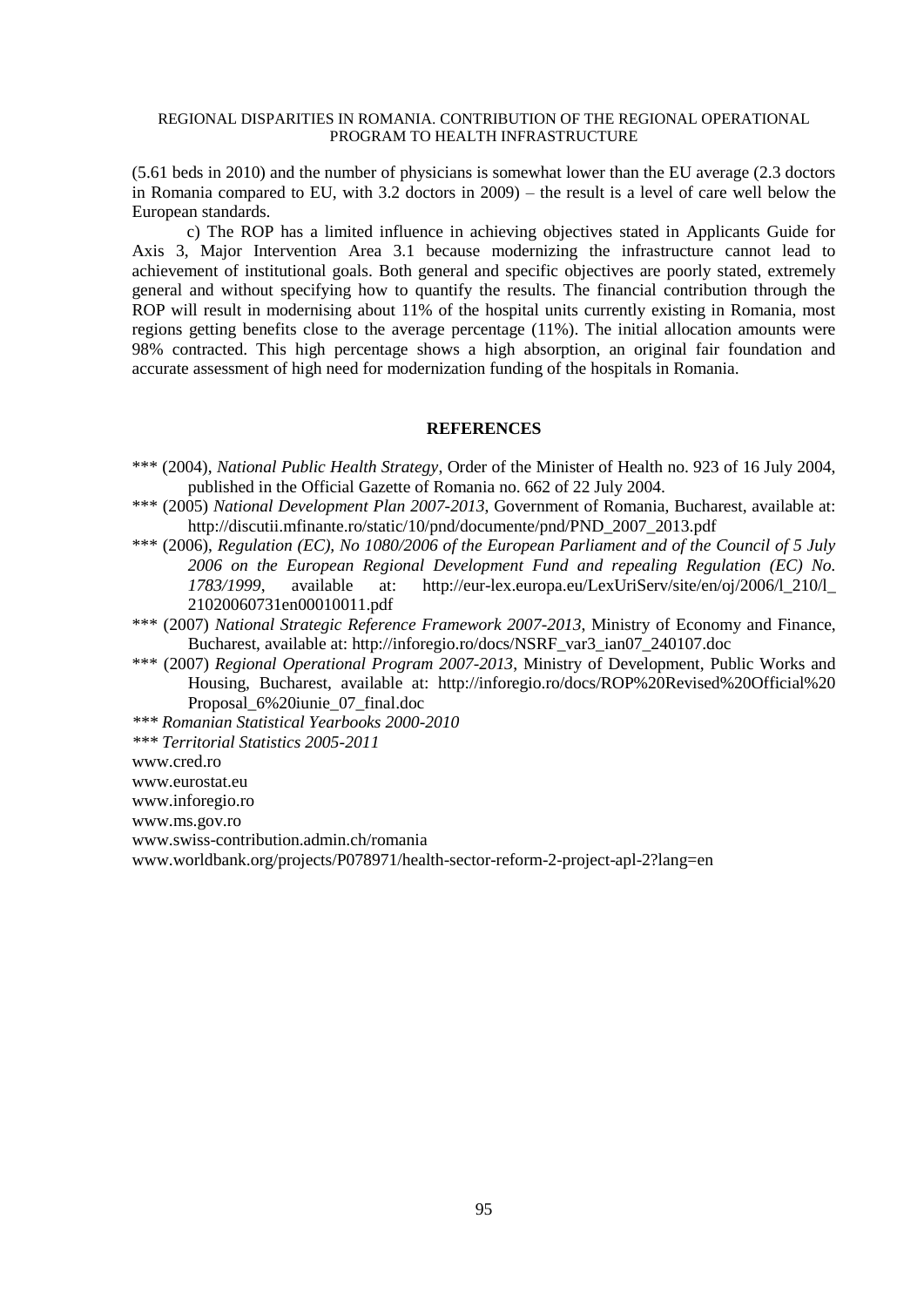(5.61 beds in 2010) and the number of physicians is somewhat lower than the EU average (2.3 doctors in Romania compared to EU, with 3.2 doctors in 2009) – the result is a level of care well below the European standards.

c) The ROP has a limited influence in achieving objectives stated in Applicants Guide for Axis 3, Major Intervention Area 3.1 because modernizing the infrastructure cannot lead to achievement of institutional goals. Both general and specific objectives are poorly stated, extremely general and without specifying how to quantify the results. The financial contribution through the ROP will result in modernising about 11% of the hospital units currently existing in Romania, most regions getting benefits close to the average percentage (11%). The initial allocation amounts were 98% contracted. This high percentage shows a high absorption, an original fair foundation and accurate assessment of high need for modernization funding of the hospitals in Romania.

## REFERENCES

*** (2004), *National Public Health Strategy*, Order of the Minister of Health no. 923 of 16 July 2004, published in the Official Gazette of Romania no. 662 of 22 July 2004.

*** (2005) *National Development Plan 2007-2013*, Government of Romania, Bucharest, available at: http://discutii.mfinante.ro/static/10/pnd/documente/pnd/PND_2007_2013.pdf

*** (2006), *Regulation (EC), No 1080/2006 of the European Parliament and of the Council of 5 July 2006 on the European Regional Development Fund and repealing Regulation (EC) No. 1783/1999*, available at: http://eur-lex.europa.eu/LexUriServ/site/en/oj/2006/l_210/l_21020060731en00010011.pdf

*** (2007) *National Strategic Reference Framework 2007-2013*, Ministry of Economy and Finance, Bucharest, available at: http://inforegio.ro/docs/NSRF_var3_ian07_240107.doc

*** (2007) *Regional Operational Program 2007-2013*, Ministry of Development, Public Works and Housing, Bucharest, available at: http://inforegio.ro/docs/ROP%20Revised%20Official%20Proposal_6%20iunie_07_final.doc

*\*\*\* Romanian Statistical Yearbooks 2000-2010*

*\*\*\* Territorial Statistics 2005-2011*

www.cred.ro

www.eurostat.eu

www.inforegio.ro

www.ms.gov.ro

www.swiss-contribution.admin.ch/romania

www.worldbank.org/projects/P078971/health-sector-reform-2-project-apl-2?lang=en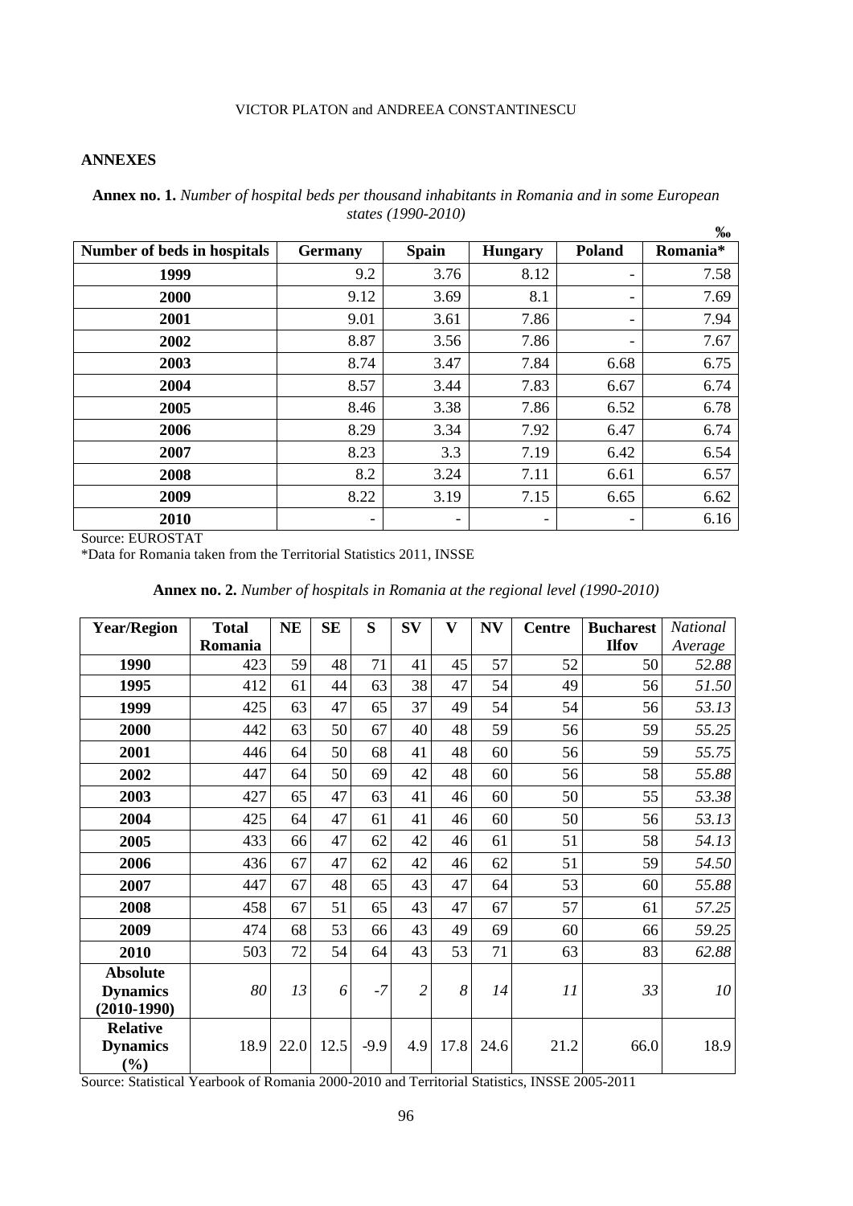## ANNEXES

**Annex no. 1.** *Number of hospital beds per thousand inhabitants in Romania and in some European states (1990-2010)*

‰

| Number of beds in hospitals | Germany | Spain | Hungary | Poland | Romania* |
|---|---|---|---|---|---|
| **1999** | 9.2 | 3.76 | 8.12 | - | 7.58 |
| **2000** | 9.12 | 3.69 | 8.1 | - | 7.69 |
| **2001** | 9.01 | 3.61 | 7.86 | - | 7.94 |
| **2002** | 8.87 | 3.56 | 7.86 | - | 7.67 |
| **2003** | 8.74 | 3.47 | 7.84 | 6.68 | 6.75 |
| **2004** | 8.57 | 3.44 | 7.83 | 6.67 | 6.74 |
| **2005** | 8.46 | 3.38 | 7.86 | 6.52 | 6.78 |
| **2006** | 8.29 | 3.34 | 7.92 | 6.47 | 6.74 |
| **2007** | 8.23 | 3.3 | 7.19 | 6.42 | 6.54 |
| **2008** | 8.2 | 3.24 | 7.11 | 6.61 | 6.57 |
| **2009** | 8.22 | 3.19 | 7.15 | 6.65 | 6.62 |
| **2010** | - | - | - | - | 6.16 |

Source: EUROSTAT

*Data for Romania taken from the Territorial Statistics 2011, INSSE

**Annex no. 2.** *Number of hospitals in Romania at the regional level (1990-2010)*

| Year/Region | Total Romania | NE | SE | S | SV | V | NV | Centre | Bucharest Ilfov | *National Average* |
|---|---|---|---|---|---|---|---|---|---|---|
| **1990** | 423 | 59 | 48 | 71 | 41 | 45 | 57 | 52 | 50 | *52.88* |
| **1995** | 412 | 61 | 44 | 63 | 38 | 47 | 54 | 49 | 56 | *51.50* |
| **1999** | 425 | 63 | 47 | 65 | 37 | 49 | 54 | 54 | 56 | *53.13* |
| **2000** | 442 | 63 | 50 | 67 | 40 | 48 | 59 | 56 | 59 | *55.25* |
| **2001** | 446 | 64 | 50 | 68 | 41 | 48 | 60 | 56 | 59 | *55.75* |
| **2002** | 447 | 64 | 50 | 69 | 42 | 48 | 60 | 56 | 58 | *55.88* |
| **2003** | 427 | 65 | 47 | 63 | 41 | 46 | 60 | 50 | 55 | *53.38* |
| **2004** | 425 | 64 | 47 | 61 | 41 | 46 | 60 | 50 | 56 | *53.13* |
| **2005** | 433 | 66 | 47 | 62 | 42 | 46 | 61 | 51 | 58 | *54.13* |
| **2006** | 436 | 67 | 47 | 62 | 42 | 46 | 62 | 51 | 59 | *54.50* |
| **2007** | 447 | 67 | 48 | 65 | 43 | 47 | 64 | 53 | 60 | *55.88* |
| **2008** | 458 | 67 | 51 | 65 | 43 | 47 | 67 | 57 | 61 | *57.25* |
| **2009** | 474 | 68 | 53 | 66 | 43 | 49 | 69 | 60 | 66 | *59.25* |
| **2010** | 503 | 72 | 54 | 64 | 43 | 53 | 71 | 63 | 83 | *62.88* |
| **Absolute Dynamics (2010-1990)** | *80* | *13* | *6* | *-7* | *2* | *8* | *14* | *11* | *33* | *10* |
| **Relative Dynamics (%)** | 18.9 | 22.0 | 12.5 | -9.9 | 4.9 | 17.8 | 24.6 | 21.2 | 66.0 | 18.9 |

Source: Statistical Yearbook of Romania 2000-2010 and Territorial Statistics, INSSE 2005-2011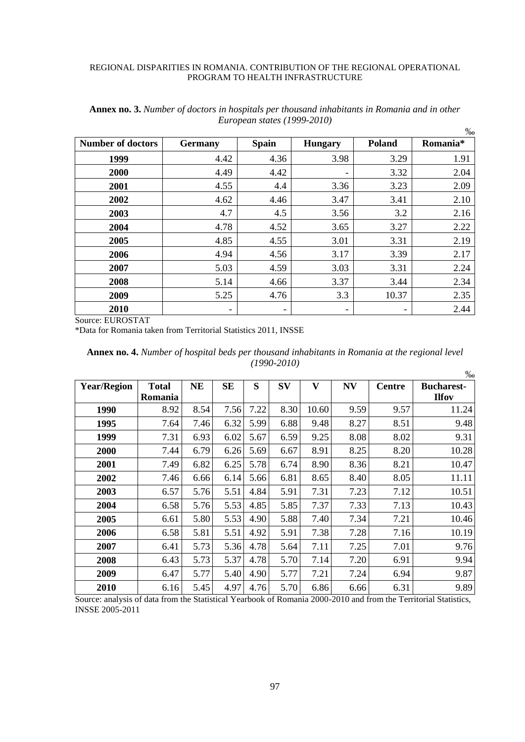**Annex no. 3.** *Number of doctors in hospitals per thousand inhabitants in Romania and in other European states (1999-2010)*

‰

| Number of doctors | Germany | Spain | Hungary | Poland | Romania* |
|---|---|---|---|---|---|
| 1999 | 4.42 | 4.36 | 3.98 | 3.29 | 1.91 |
| 2000 | 4.49 | 4.42 | - | 3.32 | 2.04 |
| 2001 | 4.55 | 4.4 | 3.36 | 3.23 | 2.09 |
| 2002 | 4.62 | 4.46 | 3.47 | 3.41 | 2.10 |
| 2003 | 4.7 | 4.5 | 3.56 | 3.2 | 2.16 |
| 2004 | 4.78 | 4.52 | 3.65 | 3.27 | 2.22 |
| 2005 | 4.85 | 4.55 | 3.01 | 3.31 | 2.19 |
| 2006 | 4.94 | 4.56 | 3.17 | 3.39 | 2.17 |
| 2007 | 5.03 | 4.59 | 3.03 | 3.31 | 2.24 |
| 2008 | 5.14 | 4.66 | 3.37 | 3.44 | 2.34 |
| 2009 | 5.25 | 4.76 | 3.3 | 10.37 | 2.35 |
| 2010 | - | - | - | - | 2.44 |

Source: EUROSTAT

*Data for Romania taken from Territorial Statistics 2011, INSSE

**Annex no. 4.** *Number of hospital beds per thousand inhabitants in Romania at the regional level (1990-2010)*

‰

| Year/Region | Total Romania | NE | SE | S | SV | V | NV | Centre | Bucharest-Ilfov |
|---|---|---|---|---|---|---|---|---|---|
| 1990 | 8.92 | 8.54 | 7.56 | 7.22 | 8.30 | 10.60 | 9.59 | 9.57 | 11.24 |
| 1995 | 7.64 | 7.46 | 6.32 | 5.99 | 6.88 | 9.48 | 8.27 | 8.51 | 9.48 |
| 1999 | 7.31 | 6.93 | 6.02 | 5.67 | 6.59 | 9.25 | 8.08 | 8.02 | 9.31 |
| 2000 | 7.44 | 6.79 | 6.26 | 5.69 | 6.67 | 8.91 | 8.25 | 8.20 | 10.28 |
| 2001 | 7.49 | 6.82 | 6.25 | 5.78 | 6.74 | 8.90 | 8.36 | 8.21 | 10.47 |
| 2002 | 7.46 | 6.66 | 6.14 | 5.66 | 6.81 | 8.65 | 8.40 | 8.05 | 11.11 |
| 2003 | 6.57 | 5.76 | 5.51 | 4.84 | 5.91 | 7.31 | 7.23 | 7.12 | 10.51 |
| 2004 | 6.58 | 5.76 | 5.53 | 4.85 | 5.85 | 7.37 | 7.33 | 7.13 | 10.43 |
| 2005 | 6.61 | 5.80 | 5.53 | 4.90 | 5.88 | 7.40 | 7.34 | 7.21 | 10.46 |
| 2006 | 6.58 | 5.81 | 5.51 | 4.92 | 5.91 | 7.38 | 7.28 | 7.16 | 10.19 |
| 2007 | 6.41 | 5.73 | 5.36 | 4.78 | 5.64 | 7.11 | 7.25 | 7.01 | 9.76 |
| 2008 | 6.43 | 5.73 | 5.37 | 4.78 | 5.70 | 7.14 | 7.20 | 6.91 | 9.94 |
| 2009 | 6.47 | 5.77 | 5.40 | 4.90 | 5.77 | 7.21 | 7.24 | 6.94 | 9.87 |
| 2010 | 6.16 | 5.45 | 4.97 | 4.76 | 5.70 | 6.86 | 6.66 | 6.31 | 9.89 |

Source: analysis of data from the Statistical Yearbook of Romania 2000-2010 and from the Territorial Statistics, INSSE 2005-2011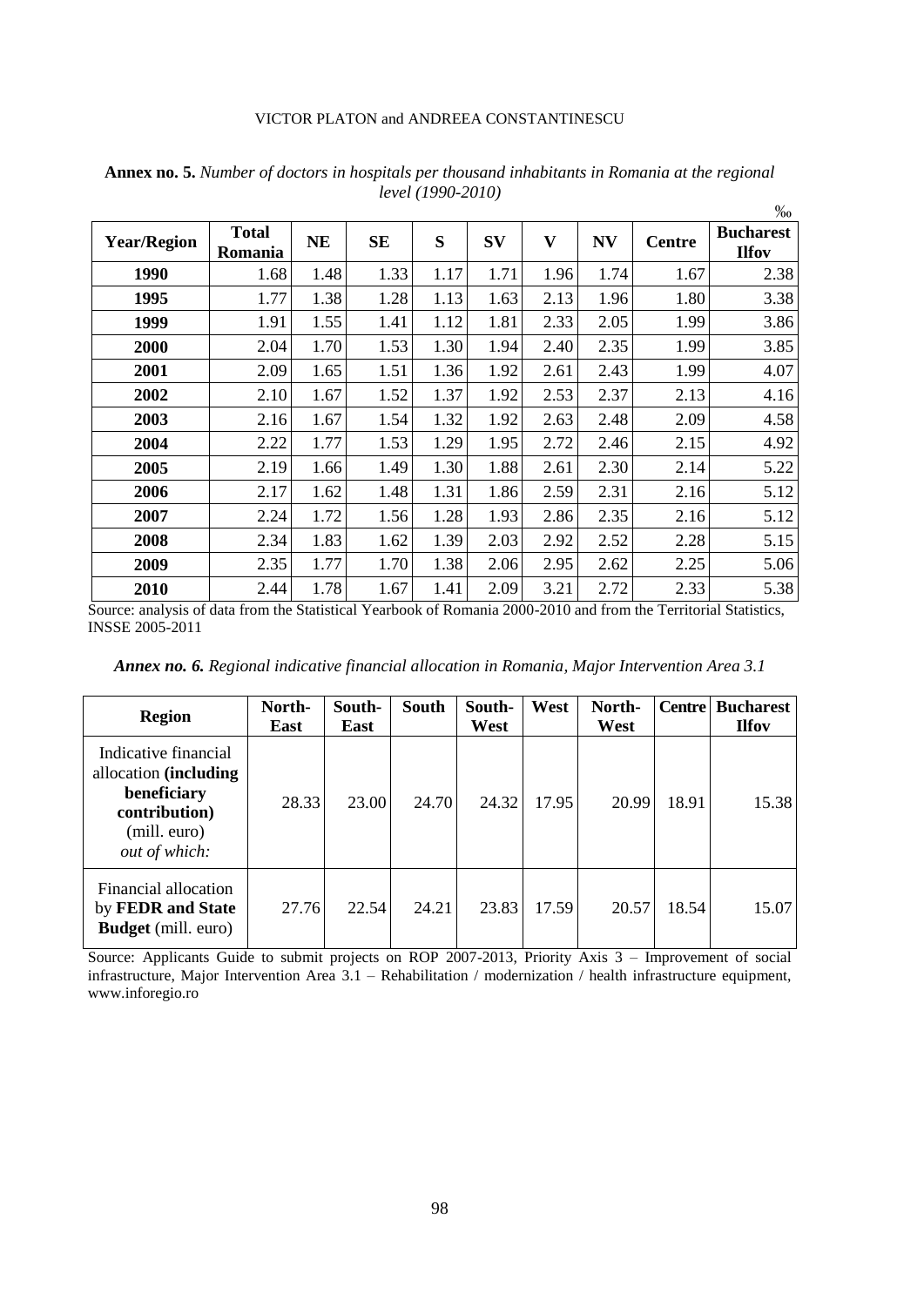**Annex no. 5.** *Number of doctors in hospitals per thousand inhabitants in Romania at the regional level (1990-2010)*

‰

| Year/Region | Total Romania | NE | SE | S | SV | V | NV | Centre | Bucharest Ilfov |
|---|---|---|---|---|---|---|---|---|---|
| **1990** | 1.68 | 1.48 | 1.33 | 1.17 | 1.71 | 1.96 | 1.74 | 1.67 | 2.38 |
| **1995** | 1.77 | 1.38 | 1.28 | 1.13 | 1.63 | 2.13 | 1.96 | 1.80 | 3.38 |
| **1999** | 1.91 | 1.55 | 1.41 | 1.12 | 1.81 | 2.33 | 2.05 | 1.99 | 3.86 |
| **2000** | 2.04 | 1.70 | 1.53 | 1.30 | 1.94 | 2.40 | 2.35 | 1.99 | 3.85 |
| **2001** | 2.09 | 1.65 | 1.51 | 1.36 | 1.92 | 2.61 | 2.43 | 1.99 | 4.07 |
| **2002** | 2.10 | 1.67 | 1.52 | 1.37 | 1.92 | 2.53 | 2.37 | 2.13 | 4.16 |
| **2003** | 2.16 | 1.67 | 1.54 | 1.32 | 1.92 | 2.63 | 2.48 | 2.09 | 4.58 |
| **2004** | 2.22 | 1.77 | 1.53 | 1.29 | 1.95 | 2.72 | 2.46 | 2.15 | 4.92 |
| **2005** | 2.19 | 1.66 | 1.49 | 1.30 | 1.88 | 2.61 | 2.30 | 2.14 | 5.22 |
| **2006** | 2.17 | 1.62 | 1.48 | 1.31 | 1.86 | 2.59 | 2.31 | 2.16 | 5.12 |
| **2007** | 2.24 | 1.72 | 1.56 | 1.28 | 1.93 | 2.86 | 2.35 | 2.16 | 5.12 |
| **2008** | 2.34 | 1.83 | 1.62 | 1.39 | 2.03 | 2.92 | 2.52 | 2.28 | 5.15 |
| **2009** | 2.35 | 1.77 | 1.70 | 1.38 | 2.06 | 2.95 | 2.62 | 2.25 | 5.06 |
| **2010** | 2.44 | 1.78 | 1.67 | 1.41 | 2.09 | 3.21 | 2.72 | 2.33 | 5.38 |

Source: analysis of data from the Statistical Yearbook of Romania 2000-2010 and from the Territorial Statistics, INSSE 2005-2011

***Annex no. 6.*** *Regional indicative financial allocation in Romania, Major Intervention Area 3.1*

| Region | North-East | South-East | South | South-West | West | North-West | Centre | Bucharest Ilfov |
|---|---|---|---|---|---|---|---|---|
| Indicative financial allocation **(including beneficiary contribution)** (mill. euro) *out of which:* | 28.33 | 23.00 | 24.70 | 24.32 | 17.95 | 20.99 | 18.91 | 15.38 |
| Financial allocation by **FEDR and State Budget** (mill. euro) | 27.76 | 22.54 | 24.21 | 23.83 | 17.59 | 20.57 | 18.54 | 15.07 |

Source: Applicants Guide to submit projects on ROP 2007-2013, Priority Axis 3 – Improvement of social infrastructure, Major Intervention Area 3.1 – Rehabilitation / modernization / health infrastructure equipment, www.inforegio.ro